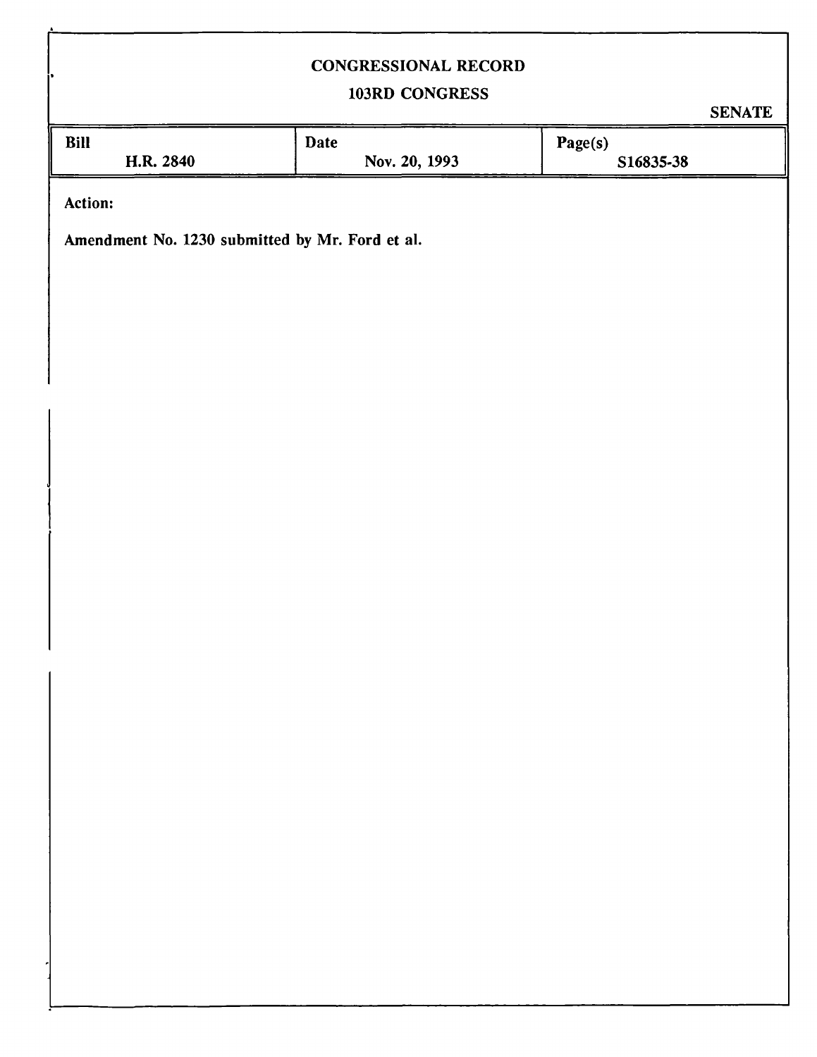# CONGRESSIONAL RECORD

## 103RD CONGRESS

SENATE

| Bill | Date | Page(s) |
| --- | --- | --- |
| H.R. 2840 | Nov. 20, 1993 | S16835-38 |

**Action:**

**Amendment No. 1230 submitted by Mr. Ford et al.**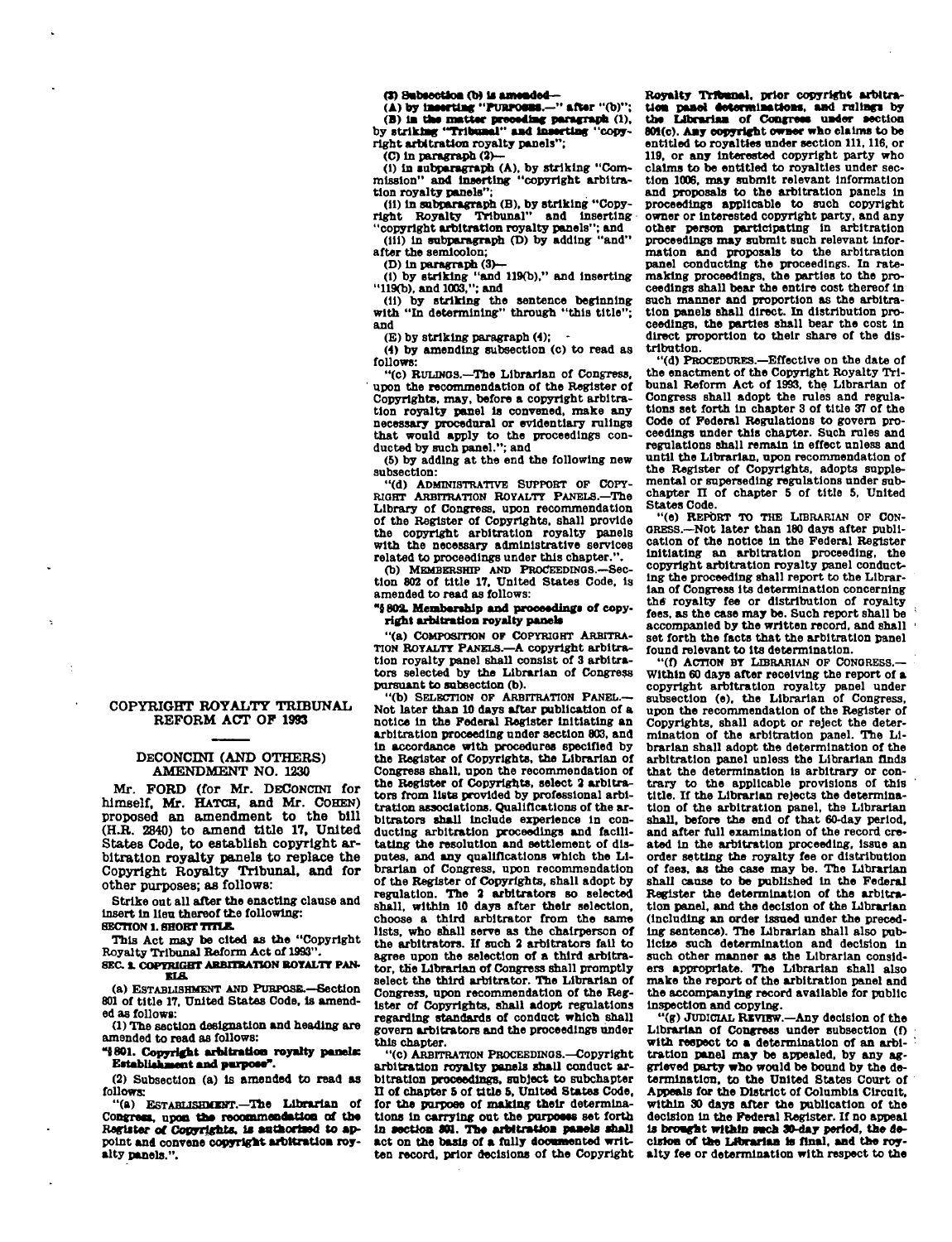## COPYRIGHT ROYALTY TRIBUNAL REFORM ACT OF 1993

### DECONCINI (AND OTHERS) AMENDMENT NO. 1230

Mr. FORD (for Mr. DECONCINI for himself, Mr. HATCH, and Mr. COHEN) proposed an amendment to the bill (H.R. 2840) to amend title 17, United States Code, to establish copyright arbitration royalty panels to replace the Copyright Royalty Tribunal, and for other purposes; as follows:

Strike out all after the enacting clause and insert in lieu thereof the following:

**SECTION 1. SHORT TITLE.**

This Act may be cited as the "Copyright Royalty Tribunal Reform Act of 1993".

**SEC. 2. COPYRIGHT ARBITRATION ROYALTY PANELS.**

(a) ESTABLISHMENT AND PURPOSE.—Section 801 of title 17, United States Code, is amended as follows:

(1) The section designation and heading are amended to read as follows:

**"§801. Copyright arbitration royalty panels: Establishment and purpose".**

(2) Subsection (a) is amended to read as follows:

"(a) ESTABLISHMENT.—The Librarian of Congress, upon the recommendation of the Register of Copyrights, is authorized to appoint and convene copyright arbitration royalty panels.".

(3) Subsection (b) is amended—

(A) by inserting "PURPOSES.—" after "(b)";

(B) in the matter preceding paragraph (1), by striking "Tribunal" and inserting "copyright arbitration royalty panels";

(C) in paragraph (2)—

(i) in subparagraph (A), by striking "Commission" and inserting "copyright arbitration royalty panels";

(ii) in subparagraph (B), by striking "Copyright Royalty Tribunal" and inserting "copyright arbitration royalty panels"; and

(iii) in subparagraph (D) by adding "and" after the semicolon;

(D) in paragraph (3)—

(i) by striking "and 119(b)," and inserting "119(b), and 1003,"; and

(ii) by striking the sentence beginning with "In determining" through "this title"; and

(E) by striking paragraph (4);

(4) by amending subsection (c) to read as follows:

"(c) RULINGS.—The Librarian of Congress, upon the recommendation of the Register of Copyrights, may, before a copyright arbitration royalty panel is convened, make any necessary procedural or evidentiary rulings that would apply to the proceedings conducted by such panel."; and

(5) by adding at the end the following new subsection:

"(d) ADMINISTRATIVE SUPPORT OF COPYRIGHT ARBITRATION ROYALTY PANELS.—The Library of Congress, upon recommendation of the Register of Copyrights, shall provide the copyright arbitration royalty panels with the necessary administrative services related to proceedings under this chapter.".

(b) MEMBERSHIP AND PROCEEDINGS.—Section 802 of title 17, United States Code, is amended to read as follows:

**"§802. Membership and proceedings of copyright arbitration royalty panels**

"(a) COMPOSITION OF COPYRIGHT ARBITRATION ROYALTY PANELS.—A copyright arbitration royalty panel shall consist of 3 arbitrators selected by the Librarian of Congress pursuant to subsection (b).

"(b) SELECTION OF ARBITRATION PANEL.—Not later than 10 days after publication of a notice in the Federal Register initiating an arbitration proceeding under section 803, and in accordance with procedures specified by the Register of Copyrights, the Librarian of Congress shall, upon the recommendation of the Register of Copyrights, select 2 arbitrators from lists provided by professional arbitration associations. Qualifications of the arbitrators shall include experience in conducting arbitration proceedings and facilitating the resolution and settlement of disputes, and any qualifications which the Librarian of Congress, upon recommendation of the Register of Copyrights, shall adopt by regulation. The 2 arbitrators so selected shall, within 10 days after their selection, choose a third arbitrator from the same lists, who shall serve as the chairperson of the arbitrators. If such 2 arbitrators fail to agree upon the selection of a third arbitrator, the Librarian of Congress shall promptly select the third arbitrator. The Librarian of Congress, upon recommendation of the Register of Copyrights, shall adopt regulations regarding standards of conduct which shall govern arbitrators and the proceedings under this chapter.

"(c) ARBITRATION PROCEEDINGS.—Copyright arbitration royalty panels shall conduct arbitration proceedings, subject to subchapter II of chapter 5 of title 5, United States Code, for the purpose of making their determinations in carrying out the purposes set forth in section 801. The arbitration panels shall act on the basis of a fully documented written record, prior decisions of the Copyright Royalty Tribunal, prior copyright arbitration panel determinations, and rulings by the Librarian of Congress under section 801(c). Any copyright owner who claims to be entitled to royalties under section 111, 116, or 119, or any interested copyright party who claims to be entitled to royalties under section 1006, may submit relevant information and proposals to the arbitration panels in proceedings applicable to such copyright owner or interested copyright party, and any other person participating in arbitration proceedings may submit such relevant information and proposals to the arbitration panel conducting the proceedings. In ratemaking proceedings, the parties to the proceedings shall bear the entire cost thereof in such manner and proportion as the arbitration panels shall direct. In distribution proceedings, the parties shall bear the cost in direct proportion to their share of the distribution.

"(d) PROCEDURES.—Effective on the date of the enactment of the Copyright Royalty Tribunal Reform Act of 1993, the Librarian of Congress shall adopt the rules and regulations set forth in chapter 3 of title 37 of the Code of Federal Regulations to govern proceedings under this chapter. Such rules and regulations shall remain in effect unless and until the Librarian, upon recommendation of the Register of Copyrights, adopts supplemental or superseding regulations under subchapter II of chapter 5 of title 5, United States Code.

"(e) REPORT TO THE LIBRARIAN OF CONGRESS.—Not later than 180 days after publication of the notice in the Federal Register initiating an arbitration proceeding, the copyright arbitration royalty panel conducting the proceeding shall report to the Librarian of Congress its determination concerning the royalty fee or distribution of royalty fees, as the case may be. Such report shall be accompanied by the written record, and shall set forth the facts that the arbitration panel found relevant to its determination.

"(f) ACTION BY LIBRARIAN OF CONGRESS.—Within 60 days after receiving the report of a copyright arbitration royalty panel under subsection (e), the Librarian of Congress, upon the recommendation of the Register of Copyrights, shall adopt or reject the determination of the arbitration panel. The Librarian shall adopt the determination of the arbitration panel unless the Librarian finds that the determination is arbitrary or contrary to the applicable provisions of this title. If the Librarian rejects the determination of the arbitration panel, the Librarian shall, before the end of that 60-day period, and after full examination of the record created in the arbitration proceeding, issue an order setting the royalty fee or distribution of fees, as the case may be. The Librarian shall cause to be published in the Federal Register the determination of the arbitration panel, and the decision of the Librarian (including an order issued under the preceding sentence). The Librarian shall also publicize such determination and decision in such other manner as the Librarian considers appropriate. The Librarian shall also make the report of the arbitration panel and the accompanying record available for public inspection and copying.

"(g) JUDICIAL REVIEW.—Any decision of the Librarian of Congress under subsection (f) with respect to a determination of an arbitration panel may be appealed, by any aggrieved party who would be bound by the determination, to the United States Court of Appeals for the District of Columbia Circuit, within 30 days after the publication of the decision in the Federal Register. If no appeal is brought within such 30-day period, the decision of the Librarian is final, and the royalty fee or determination with respect to the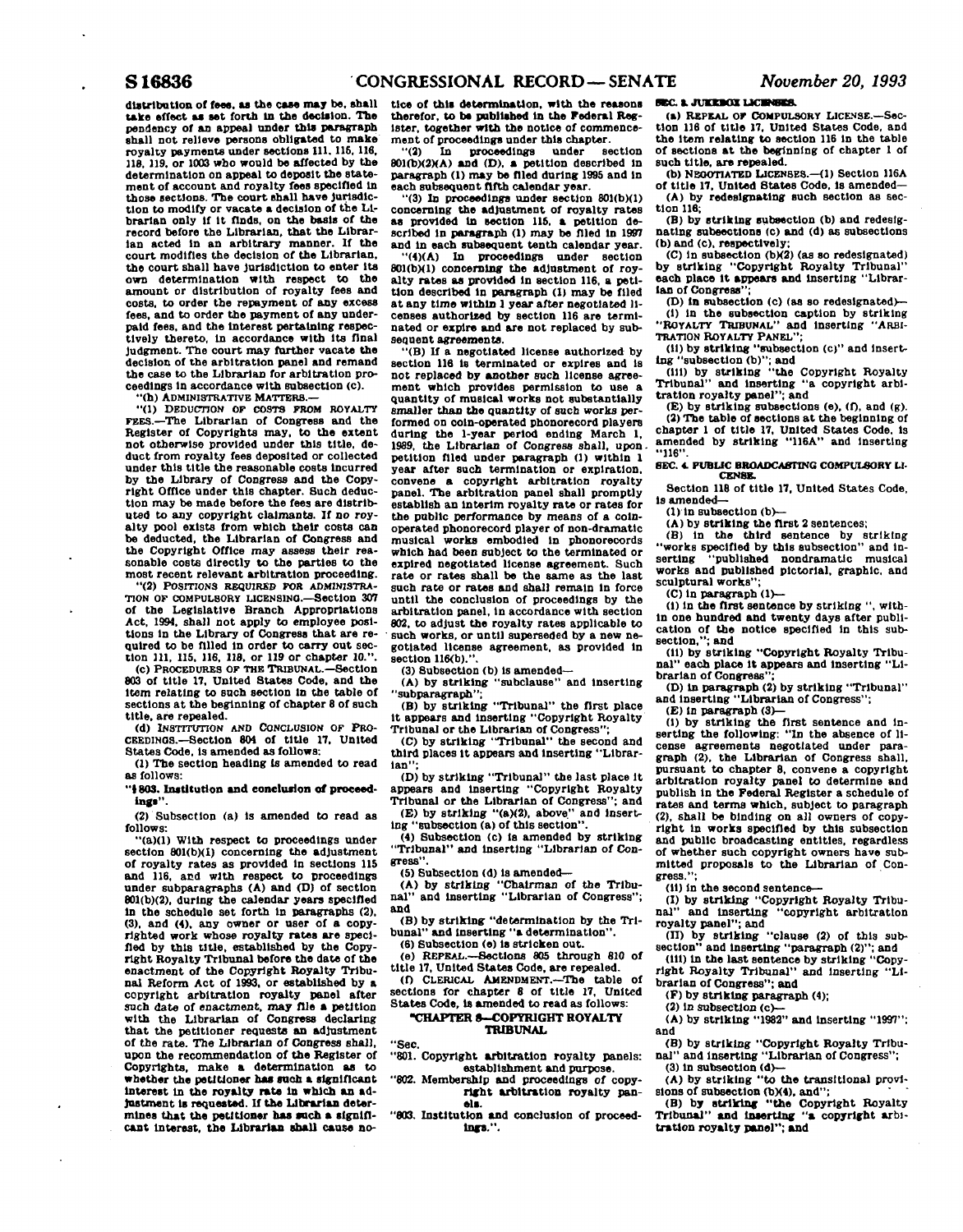distribution of fees, as the case may be, shall take effect as set forth in the decision. The pendency of an appeal under this paragraph shall not relieve persons obligated to make royalty payments under sections 111, 115, 116, 118, 119, or 1003 who would be affected by the determination on appeal to deposit the statement of account and royalty fees specified in those sections. The court shall have jurisdiction to modify or vacate a decision of the Librarian only if it finds, on the basis of the record before the Librarian, that the Librarian acted in an arbitrary manner. If the court modifies the decision of the Librarian, the court shall have jurisdiction to enter its own determination with respect to the amount or distribution of royalty fees and costs, to order the repayment of any excess fees, and to order the payment of any underpaid fees, and the interest pertaining respectively thereto, in accordance with its final judgment. The court may further vacate the decision of the arbitration panel and remand the case to the Librarian for arbitration proceedings in accordance with subsection (c).

"(h) ADMINISTRATIVE MATTERS.—

"(1) DEDUCTION OF COSTS FROM ROYALTY FEES.—The Librarian of Congress and the Register of Copyrights may, to the extent not otherwise provided under this title, deduct from royalty fees deposited or collected under this title the reasonable costs incurred by the Library of Congress and the Copyright Office under this chapter. Such deduction may be made before the fees are distributed to any copyright claimants. If no royalty pool exists from which their costs can be deducted, the Librarian of Congress and the Copyright Office may assess their reasonable costs directly to the parties to the most recent relevant arbitration proceeding.

"(2) POSITIONS REQUIRED FOR ADMINISTRATION OF COMPULSORY LICENSING.—Section 307 of the Legislative Branch Appropriations Act, 1994, shall not apply to employee positions in the Library of Congress that are required to be filled in order to carry out section 111, 115, 116, 118, or 119 or chapter 10.".

(c) PROCEDURES OF THE TRIBUNAL.—Section 803 of title 17, United States Code, and the item relating to such section in the table of sections at the beginning of chapter 8 of such title, are repealed.

(d) INSTITUTION AND CONCLUSION OF PROCEEDINGS.—Section 804 of title 17, United States Code, is amended as follows:

(1) The section heading is amended to read as follows:

"**§803. Institution and conclusion of proceedings**".

(2) Subsection (a) is amended to read as follows:

"(a)(1) With respect to proceedings under section 801(b)(1) concerning the adjustment of royalty rates as provided in sections 115 and 116, and with respect to proceedings under subparagraphs (A) and (D) of section 801(b)(2), during the calendar years specified in the schedule set forth in paragraphs (2), (3), and (4), any owner or user of a copyrighted work whose royalty rates are specified by this title, established by the Copyright Royalty Tribunal before the date of the enactment of the Copyright Royalty Tribunal Reform Act of 1993, or established by a copyright arbitration royalty panel after such date of enactment, may file a petition with the Librarian of Congress declaring that the petitioner requests an adjustment of the rate. The Librarian of Congress shall, upon the recommendation of the Register of Copyrights, make a determination as to whether the petitioner has such a significant interest in the royalty rate in which an adjustment is requested. If the Librarian determines that the petitioner has such a significant interest, the Librarian shall cause notice of this determination, with the reasons therefor, to be published in the Federal Register, together with the notice of commencement of proceedings under this chapter.

"(2) In proceedings under section 801(b)(2)(A) and (D), a petition described in paragraph (1) may be filed during 1995 and in each subsequent fifth calendar year.

"(3) In proceedings under section 801(b)(1) concerning the adjustment of royalty rates as provided in section 115, a petition described in paragraph (1) may be filed in 1997 and in each subsequent tenth calendar year.

"(4)(A) In proceedings under section 801(b)(1) concerning the adjustment of royalty rates as provided in section 116, a petition described in paragraph (1) may be filed at any time within 1 year after negotiated licenses authorized by section 116 are terminated or expire and are not replaced by subsequent agreements.

"(B) If a negotiated license authorized by section 116 is terminated or expires and is not replaced by another such license agreement which provides permission to use a quantity of musical works not substantially smaller than the quantity of such works performed on coin-operated phonorecord players during the 1-year period ending March 1, 1989, the Librarian of Congress shall, upon petition filed under paragraph (1) within 1 year after such termination or expiration, convene a copyright arbitration royalty panel. The arbitration panel shall promptly establish an interim royalty rate or rates for the public performance by means of a coin-operated phonorecord player of non-dramatic musical works embodied in phonorecords which had been subject to the terminated or expired negotiated license agreement. Such rate or rates shall be the same as the last such rate or rates and shall remain in force until the conclusion of proceedings by the arbitration panel, in accordance with section 802, to adjust the royalty rates applicable to such works, or until superseded by a new negotiated license agreement, as provided in section 116(b).".

(3) Subsection (b) is amended—

(A) by striking "subclause" and inserting "subparagraph";

(B) by striking "Tribunal" the first place it appears and inserting "Copyright Royalty Tribunal or the Librarian of Congress";

(C) by striking "Tribunal" the second and third places it appears and inserting "Librarian";

(D) by striking "Tribunal" the last place it appears and inserting "Copyright Royalty Tribunal or the Librarian of Congress"; and

(E) by striking "(a)(2), above" and inserting "subsection (a) of this section".

(4) Subsection (c) is amended by striking "Tribunal" and inserting "Librarian of Congress".

(5) Subsection (d) is amended—

(A) by striking "Chairman of the Tribunal" and inserting "Librarian of Congress"; and

(B) by striking "determination by the Tribunal" and inserting "a determination".

(6) Subsection (e) is stricken out.

(e) REPEAL.—Sections 805 through 810 of title 17, United States Code, are repealed.

(f) CLERICAL AMENDMENT.—The table of sections for chapter 8 of title 17, United States Code, is amended to read as follows:

"**CHAPTER 8—COPYRIGHT ROYALTY TRIBUNAL**

"Sec.

"801. Copyright arbitration royalty panels: establishment and purpose.

"802. Membership and proceedings of copyright arbitration royalty panels.

"803. Institution and conclusion of proceedings.".

**SEC. 3. JUKEBOX LICENSES.**

(a) REPEAL OF COMPULSORY LICENSE.—Section 116 of title 17, United States Code, and the item relating to section 116 in the table of sections at the beginning of chapter 1 of such title, are repealed.

(b) NEGOTIATED LICENSES.—(1) Section 116A of title 17, United States Code, is amended—

(A) by redesignating such section as section 116;

(B) by striking subsection (b) and redesignating subsections (c) and (d) as subsections (b) and (c), respectively;

(C) in subsection (b)(2) (as so redesignated) by striking "Copyright Royalty Tribunal" each place it appears and inserting "Librarian of Congress";

(D) in subsection (c) (as so redesignated)—

(i) in the subsection caption by striking "ROYALTY TRIBUNAL" and inserting "ARBITRATION ROYALTY PANEL";

(ii) by striking "subsection (c)" and inserting "subsection (b)"; and

(iii) by striking "the Copyright Royalty Tribunal" and inserting "a copyright arbitration royalty panel"; and

(E) by striking subsections (e), (f), and (g).

(2) The table of sections at the beginning of chapter 1 of title 17, United States Code, is amended by striking "116A" and inserting "116".

**SEC. 4. PUBLIC BROADCASTING COMPULSORY LICENSE.**

Section 118 of title 17, United States Code, is amended—

(1) in subsection (b)—

(A) by striking the first 2 sentences;

(B) in the third sentence by striking "works specified by this subsection" and inserting "published nondramatic musical works and published pictorial, graphic, and sculptural works";

(C) in paragraph (1)—

(i) in the first sentence by striking ", within one hundred and twenty days after publication of the notice specified in this subsection,"; and

(ii) by striking "Copyright Royalty Tribunal" each place it appears and inserting "Librarian of Congress";

(D) in paragraph (2) by striking "Tribunal" and inserting "Librarian of Congress";

(E) in paragraph (3)—

(i) by striking the first sentence and inserting the following: "In the absence of license agreements negotiated under paragraph (2), the Librarian of Congress shall, pursuant to chapter 8, convene a copyright arbitration royalty panel to determine and publish in the Federal Register a schedule of rates and terms which, subject to paragraph (2), shall be binding on all owners of copyright in works specified by this subsection and public broadcasting entities, regardless of whether such copyright owners have submitted proposals to the Librarian of Congress.";

(ii) in the second sentence—

(I) by striking "Copyright Royalty Tribunal" and inserting "copyright arbitration royalty panel"; and

(II) by striking "clause (2) of this subsection" and inserting "paragraph (2)"; and

(iii) in the last sentence by striking "Copyright Royalty Tribunal" and inserting "Librarian of Congress"; and

(F) by striking paragraph (4);

(2) in subsection (c)—

(A) by striking "1982" and inserting "1997"; and

(B) by striking "Copyright Royalty Tribunal" and inserting "Librarian of Congress";

(3) in subsection (d)—

(A) by striking "to the transitional provisions of subsection (b)(4), and";

(B) by striking "the Copyright Royalty Tribunal" and inserting "a copyright arbitration royalty panel"; and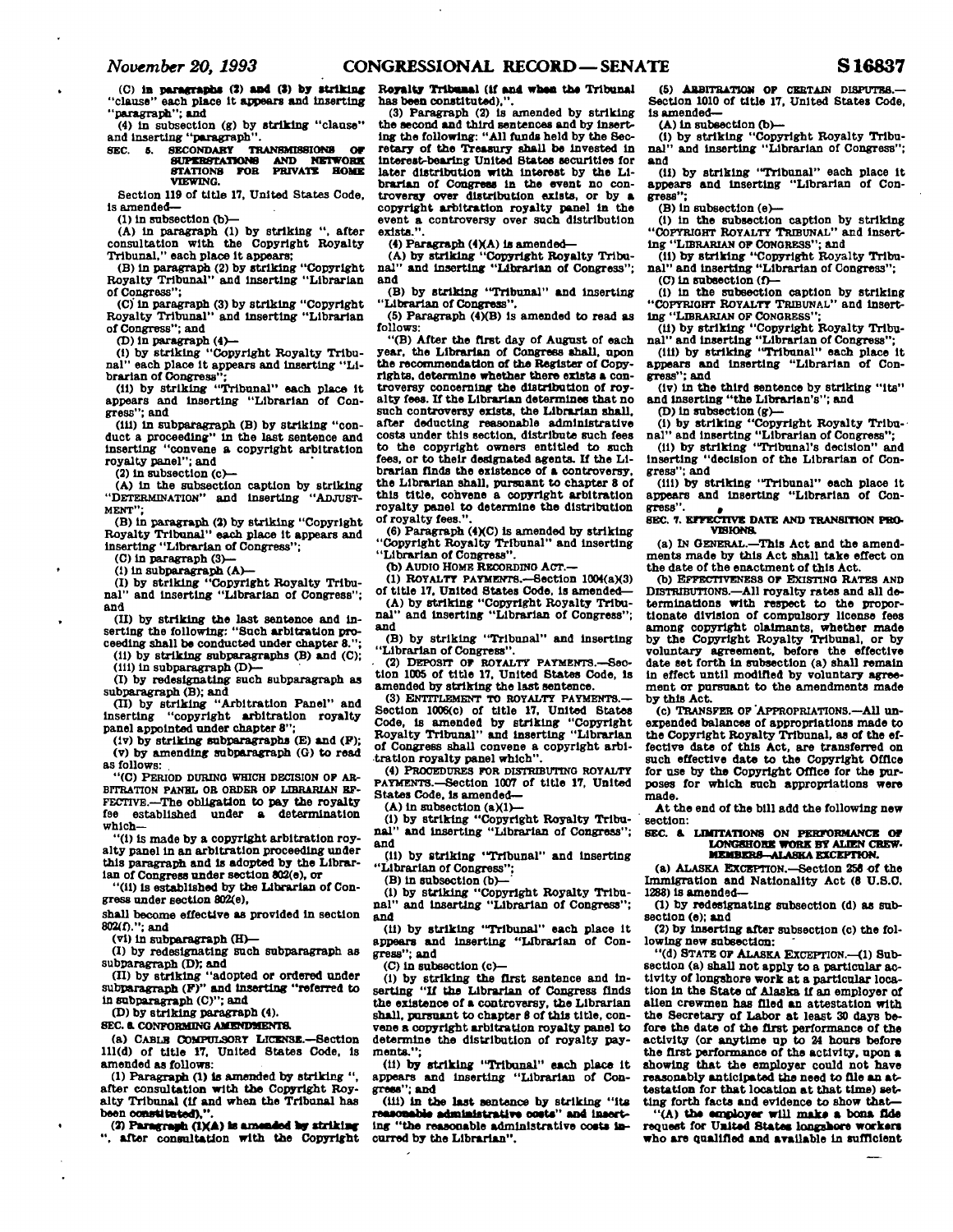(C) in paragraphs (2) and (3) by striking "clause" each place it appears and inserting "paragraph"; and

(4) in subsection (g) by striking "clause" and inserting "paragraph".

**SEC. 5. SECONDARY TRANSMISSIONS OF SUPERSTATIONS AND NETWORK STATIONS FOR PRIVATE HOME VIEWING.**

Section 119 of title 17, United States Code, is amended—

(1) in subsection (b)—

(A) in paragraph (1) by striking ", after consultation with the Copyright Royalty Tribunal," each place it appears;

(B) in paragraph (2) by striking "Copyright Royalty Tribunal" and inserting "Librarian of Congress";

(C) in paragraph (3) by striking "Copyright Royalty Tribunal" and inserting "Librarian of Congress"; and

(D) in paragraph (4)—

(i) by striking "Copyright Royalty Tribunal" each place it appears and inserting "Librarian of Congress";

(ii) by striking "Tribunal" each place it appears and inserting "Librarian of Congress"; and

(iii) in subparagraph (B) by striking "conduct a proceeding" in the last sentence and inserting "convene a copyright arbitration royalty panel"; and

(2) in subsection (c)—

(A) in the subsection caption by striking "DETERMINATION" and inserting "ADJUSTMENT";

(B) in paragraph (2) by striking "Copyright Royalty Tribunal" each place it appears and inserting "Librarian of Congress";

(C) in paragraph (3)—

(i) in subparagraph (A)—

(I) by striking "Copyright Royalty Tribunal" and inserting "Librarian of Congress"; and

(II) by striking the last sentence and inserting the following: "Such arbitration proceeding shall be conducted under chapter 8.";

(ii) by striking subparagraphs (B) and (C);

(iii) in subparagraph (D)—

(I) by redesignating such subparagraph as subparagraph (B); and

(II) by striking "Arbitration Panel" and inserting "copyright arbitration royalty panel appointed under chapter 8";

(iv) by striking subparagraphs (E) and (F);

(v) by amending subparagraph (G) to read as follows:

"(C) PERIOD DURING WHICH DECISION OF ARBITRATION PANEL OR ORDER OF LIBRARIAN EFFECTIVE.—The obligation to pay the royalty fee established under a determination which—

"(i) is made by a copyright arbitration royalty panel in an arbitration proceeding under this paragraph and is adopted by the Librarian of Congress under section 802(e), or

"(ii) is established by the Librarian of Congress under section 802(e),

shall become effective as provided in section 802(f)."; and

(vi) in subparagraph (H)—

(I) by redesignating such subparagraph as subparagraph (D); and

(II) by striking "adopted or ordered under subparagraph (F)" and inserting "referred to in subparagraph (C)"; and

(D) by striking paragraph (4).

**SEC. 6. CONFORMING AMENDMENTS.**

(a) CABLE COMPULSORY LICENSE.—Section 111(d) of title 17, United States Code, is amended as follows:

(1) Paragraph (1) is amended by striking ", after consultation with the Copyright Royalty Tribunal (if and when the Tribunal has been constituted),".

(2) Paragraph (1)(A) is amended by striking ", after consultation with the Copyright Royalty Tribunal (if and when the Tribunal has been constituted),".

(3) Paragraph (2) is amended by striking the second and third sentences and by inserting the following: "All funds held by the Secretary of the Treasury shall be invested in interest-bearing United States securities for later distribution with interest by the Librarian of Congress in the event no controversy over distribution exists, or by a copyright arbitration royalty panel in the event a controversy over such distribution exists.".

(4) Paragraph (4)(A) is amended—

(A) by striking "Copyright Royalty Tribunal" and inserting "Librarian of Congress"; and

(B) by striking "Tribunal" and inserting "Librarian of Congress".

(5) Paragraph (4)(B) is amended to read as follows:

"(B) After the first day of August of each year, the Librarian of Congress shall, upon the recommendation of the Register of Copyrights, determine whether there exists a controversy concerning the distribution of royalty fees. If the Librarian determines that no such controversy exists, the Librarian shall, after deducting reasonable administrative costs under this section, distribute such fees to the copyright owners entitled to such fees, or to their designated agents. If the Librarian finds the existence of a controversy, the Librarian shall, pursuant to chapter 8 of this title, convene a copyright arbitration royalty panel to determine the distribution of royalty fees.".

(6) Paragraph (4)(C) is amended by striking "Copyright Royalty Tribunal" and inserting "Librarian of Congress".

(b) AUDIO HOME RECORDING ACT.—

(1) ROYALTY PAYMENTS.—Section 1004(a)(3) of title 17, United States Code, is amended—

(A) by striking "Copyright Royalty Tribunal" and inserting "Librarian of Congress"; and

(B) by striking "Tribunal" and inserting "Librarian of Congress".

(2) DEPOSIT OF ROYALTY PAYMENTS.—Section 1005 of title 17, United States Code, is amended by striking the last sentence.

(3) ENTITLEMENT TO ROYALTY PAYMENTS.—Section 1006(c) of title 17, United States Code, is amended by striking "Copyright Royalty Tribunal" and inserting "Librarian of Congress shall convene a copyright arbitration royalty panel which".

(4) PROCEDURES FOR DISTRIBUTING ROYALTY PAYMENTS.—Section 1007 of title 17, United States Code, is amended—

(A) in subsection (a)(1)—

(i) by striking "Copyright Royalty Tribunal" and inserting "Librarian of Congress"; and

(ii) by striking "Tribunal" and inserting "Librarian of Congress";

(B) in subsection (b)—

(i) by striking "Copyright Royalty Tribunal" and inserting "Librarian of Congress"; and

(ii) by striking "Tribunal" each place it appears and inserting "Librarian of Congress"; and

(C) in subsection (c)—

(i) by striking the first sentence and inserting "If the Librarian of Congress finds the existence of a controversy, the Librarian shall, pursuant to chapter 8 of this title, convene a copyright arbitration royalty panel to determine the distribution of royalty payments.";

(ii) by striking "Tribunal" each place it appears and inserting "Librarian of Congress"; and

(iii) in the last sentence by striking "its reasonable administrative costs" and inserting "the reasonable administrative costs incurred by the Librarian".

(5) ARBITRATION OF CERTAIN DISPUTES.—Section 1010 of title 17, United States Code, is amended—

(A) in subsection (b)—

(i) by striking "Copyright Royalty Tribunal" and inserting "Librarian of Congress"; and

(ii) by striking "Tribunal" each place it appears and inserting "Librarian of Congress";

(B) in subsection (e)—

(i) in the subsection caption by striking "COPYRIGHT ROYALTY TRIBUNAL" and inserting "LIBRARIAN OF CONGRESS"; and

(ii) by striking "Copyright Royalty Tribunal" and inserting "Librarian of Congress";

(C) in subsection (f)—

(i) in the subsection caption by striking "COPYRIGHT ROYALTY TRIBUNAL" and inserting "LIBRARIAN OF CONGRESS";

(ii) by striking "Copyright Royalty Tribunal" and inserting "Librarian of Congress";

(iii) by striking "Tribunal" each place it appears and inserting "Librarian of Congress"; and

(iv) in the third sentence by striking "its" and inserting "the Librarian's"; and

(D) in subsection (g)—

(i) by striking "Copyright Royalty Tribunal" and inserting "Librarian of Congress";

(ii) by striking "Tribunal's decision" and inserting "decision of the Librarian of Congress"; and

(iii) by striking "Tribunal" each place it appears and inserting "Librarian of Congress".

**SEC. 7. EFFECTIVE DATE AND TRANSITION PROVISIONS.**

(a) IN GENERAL.—This Act and the amendments made by this Act shall take effect on the date of the enactment of this Act.

(b) EFFECTIVENESS OF EXISTING RATES AND DISTRIBUTIONS.—All royalty rates and all determinations with respect to the proportionate division of compulsory license fees among copyright claimants, whether made by the Copyright Royalty Tribunal, or by voluntary agreement, before the effective date set forth in subsection (a) shall remain in effect until modified by voluntary agreement or pursuant to the amendments made by this Act.

(c) TRANSFER OF APPROPRIATIONS.—All unexpended balances of appropriations made to the Copyright Royalty Tribunal, as of the effective date of this Act, are transferred on such effective date to the Copyright Office for use by the Copyright Office for the purposes for which such appropriations were made.

At the end of the bill add the following new section:

**SEC. 8. LIMITATIONS ON PERFORMANCE OF LONGSHORE WORK BY ALIEN CREWMEMBERS—ALASKA EXCEPTION.**

(a) ALASKA EXCEPTION.—Section 258 of the Immigration and Nationality Act (8 U.S.C. 1288) is amended—

(1) by redesignating subsection (d) as subsection (e); and

(2) by inserting after subsection (c) the following new subsection:

"(d) STATE OF ALASKA EXCEPTION.—(1) Subsection (a) shall not apply to a particular activity of longshore work at a particular location in the State of Alaska if an employer of alien crewmen has filed an attestation with the Secretary of Labor at least 30 days before the date of the first performance of the activity (or anytime up to 24 hours before the first performance of the activity, upon a showing that the employer could not have reasonably anticipated the need to file an attestation for that location at that time) setting forth facts and evidence to show that—

"(A) the employer will make a bona fide request for United States longshore workers who are qualified and available in sufficient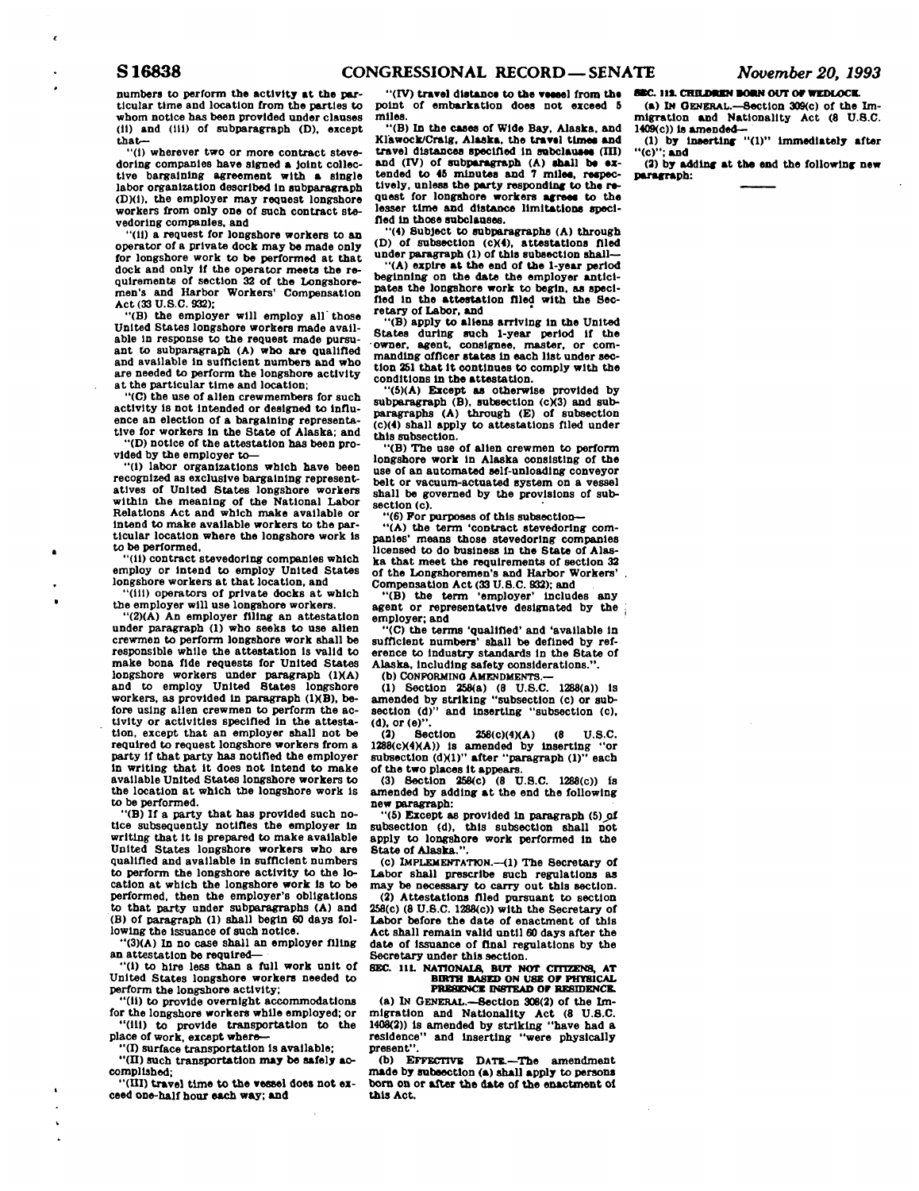numbers to perform the activity at the particular time and location from the parties to whom notice has been provided under clauses (ii) and (iii) of subparagraph (D), except that—

"(i) wherever two or more contract stevedoring companies have signed a joint collective bargaining agreement with a single labor organization described in subparagraph (D)(i), the employer may request longshore workers from only one of such contract stevedoring companies, and

"(ii) a request for longshore workers to an operator of a private dock may be made only for longshore work to be performed at that dock and only if the operator meets the requirements of section 32 of the Longshoremen's and Harbor Workers' Compensation Act (33 U.S.C. 932);

"(B) the employer will employ all those United States longshore workers made available in response to the request made pursuant to subparagraph (A) who are qualified and available in sufficient numbers and who are needed to perform the longshore activity at the particular time and location;

"(C) the use of alien crewmembers for such activity is not intended or designed to influence an election of a bargaining representative for workers in the State of Alaska; and

"(D) notice of the attestation has been provided by the employer to—

"(i) labor organizations which have been recognized as exclusive bargaining representatives of United States longshore workers within the meaning of the National Labor Relations Act and which make available or intend to make available workers to the particular location where the longshore work is to be performed,

"(ii) contract stevedoring companies which employ or intend to employ United States longshore workers at that location, and

"(iii) operators of private docks at which the employer will use longshore workers.

"(2)(A) An employer filing an attestation under paragraph (1) who seeks to use alien crewmen to perform longshore work shall be responsible while the attestation is valid to make bona fide requests for United States longshore workers under paragraph (1)(A) and to employ United States longshore workers, as provided in paragraph (1)(B), before using alien crewmen to perform the activity or activities specified in the attestation, except that an employer shall not be required to request longshore workers from a party if that party has notified the employer in writing that it does not intend to make available United States longshore workers to the location at which the longshore work is to be performed.

"(B) If a party that has provided such notice subsequently notifies the employer in writing that it is prepared to make available United States longshore workers who are qualified and available in sufficient numbers to perform the longshore activity to the location at which the longshore work is to be performed, then the employer's obligations to that party under subparagraphs (A) and (B) of paragraph (1) shall begin 60 days following the issuance of such notice.

"(3)(A) In no case shall an employer filing an attestation be required—

"(i) to hire less than a full work unit of United States longshore workers needed to perform the longshore activity;

"(ii) to provide overnight accommodations for the longshore workers while employed; or

"(iii) to provide transportation to the place of work, except where—

"(I) surface transportation is available;

"(II) such transportation may be safely accomplished;

"(III) travel time to the vessel does not exceed one-half hour each way; and

"(IV) travel distance to the vessel from the point of embarkation does not exceed 5 miles.

"(B) In the cases of Wide Bay, Alaska, and Klawock/Craig, Alaska, the travel times and travel distances specified in subclauses (III) and (IV) of subparagraph (A) shall be extended to 45 minutes and 7 miles, respectively, unless the party responding to the request for longshore workers agrees to the lesser time and distance limitations specified in those subclauses.

"(4) Subject to subparagraphs (A) through (D) of subsection (c)(4), attestations filed under paragraph (1) of this subsection shall—

"(A) expire at the end of the 1-year period beginning on the date the employer anticipates the longshore work to begin, as specified in the attestation filed with the Secretary of Labor, and

"(B) apply to aliens arriving in the United States during such 1-year period if the owner, agent, consignee, master, or commanding officer states in each list under section 251 that it continues to comply with the conditions in the attestation.

"(5)(A) Except as otherwise provided by subparagraph (B), subsection (c)(3) and subparagraphs (A) through (E) of subsection (c)(4) shall apply to attestations filed under this subsection.

"(B) The use of alien crewmen to perform longshore work in Alaska consisting of the use of an automated self-unloading conveyor belt or vacuum-actuated system on a vessel shall be governed by the provisions of subsection (c).

"(6) For purposes of this subsection—

"(A) the term 'contract stevedoring companies' means those stevedoring companies licensed to do business in the State of Alaska that meet the requirements of section 32 of the Longshoremen's and Harbor Workers' Compensation Act (33 U.S.C. 932); and

"(B) the term 'employer' includes any agent or representative designated by the employer; and

"(C) the terms 'qualified' and 'available in sufficient numbers' shall be defined by reference to industry standards in the State of Alaska, including safety considerations.".

(b) CONFORMING AMENDMENTS.—

(1) Section 258(a) (8 U.S.C. 1288(a)) is amended by striking "subsection (c) or subsection (d)" and inserting "subsection (c), (d), or (e)".

(2) Section 258(c)(4)(A) (8 U.S.C. 1288(c)(4)(A)) is amended by inserting "or subsection (d)(1)" after "paragraph (1)" each of the two places it appears.

(3) Section 258(c) (8 U.S.C. 1288(c)) is amended by adding at the end the following new paragraph:

"(5) Except as provided in paragraph (5) of subsection (d), this subsection shall not apply to longshore work performed in the State of Alaska.".

(c) IMPLEMENTATION.—(1) The Secretary of Labor shall prescribe such regulations as may be necessary to carry out this section.

(2) Attestations filed pursuant to section 258(c) (8 U.S.C. 1288(c)) with the Secretary of Labor before the date of enactment of this Act shall remain valid until 60 days after the date of issuance of final regulations by the Secretary under this section.

**SEC. 111. NATIONALS, BUT NOT CITIZENS, AT BIRTH BASED ON USE OF PHYSICAL PRESENCE INSTEAD OF RESIDENCE.**

(a) IN GENERAL.—Section 308(2) of the Immigration and Nationality Act (8 U.S.C. 1408(2)) is amended by striking "have had a residence" and inserting "were physically present".

(b) EFFECTIVE DATE.—The amendment made by subsection (a) shall apply to persons born on or after the date of the enactment of this Act.

**SEC. 112. CHILDREN BORN OUT OF WEDLOCK.**

(a) IN GENERAL.—Section 309(c) of the Immigration and Nationality Act (8 U.S.C. 1409(c)) is amended—

(1) by inserting "(1)" immediately after "(c)"; and

(2) by adding at the end the following new paragraph:

———